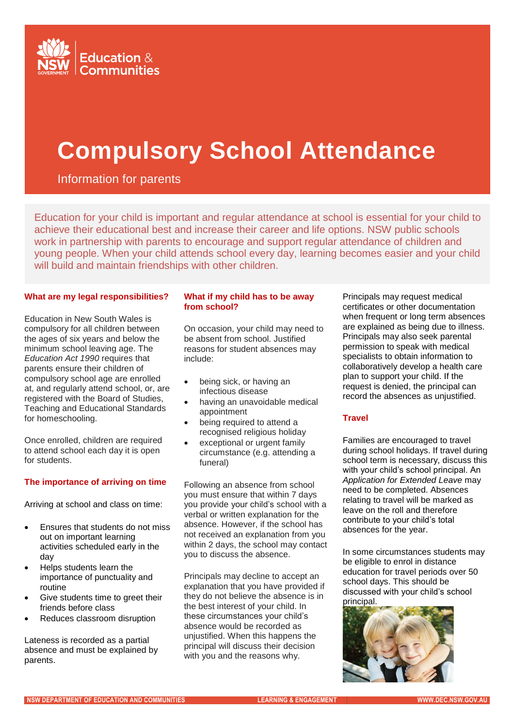NSW Government Education & Communities

# Compulsory School Attendance

Information for parents

Education for your child is important and regular attendance at school is essential for your child to achieve their educational best and increase their career and life options. NSW public schools work in partnership with parents to encourage and support regular attendance of children and young people. When your child attends school every day, learning becomes easier and your child will build and maintain friendships with other children.

## What are my legal responsibilities?

Education in New South Wales is compulsory for all children between the ages of six years and below the minimum school leaving age. The *Education Act 1990* requires that parents ensure their children of compulsory school age are enrolled at, and regularly attend school, or, are registered with the Board of Studies, Teaching and Educational Standards for homeschooling.

Once enrolled, children are required to attend school each day it is open for students.

## The importance of arriving on time

Arriving at school and class on time:

- Ensures that students do not miss out on important learning activities scheduled early in the day
- Helps students learn the importance of punctuality and routine
- Give students time to greet their friends before class
- Reduces classroom disruption

Lateness is recorded as a partial absence and must be explained by parents.

## What if my child has to be away from school?

On occasion, your child may need to be absent from school. Justified reasons for student absences may include:

- being sick, or having an infectious disease
- having an unavoidable medical appointment
- being required to attend a recognised religious holiday
- exceptional or urgent family circumstance (e.g. attending a funeral)

Following an absence from school you must ensure that within 7 days you provide your child's school with a verbal or written explanation for the absence. However, if the school has not received an explanation from you within 2 days, the school may contact you to discuss the absence.

Principals may decline to accept an explanation that you have provided if they do not believe the absence is in the best interest of your child. In these circumstances your child's absence would be recorded as unjustified. When this happens the principal will discuss their decision with you and the reasons why.

Principals may request medical certificates or other documentation when frequent or long term absences are explained as being due to illness. Principals may also seek parental permission to speak with medical specialists to obtain information to collaboratively develop a health care plan to support your child. If the request is denied, the principal can record the absences as unjustified.

## Travel

Families are encouraged to travel during school holidays. If travel during school term is necessary, discuss this with your child's school principal. An *Application for Extended Leave* may need to be completed. Absences relating to travel will be marked as leave on the roll and therefore contribute to your child's total absences for the year.

In some circumstances students may be eligible to enrol in distance education for travel periods over 50 school days. This should be discussed with your child's school principal.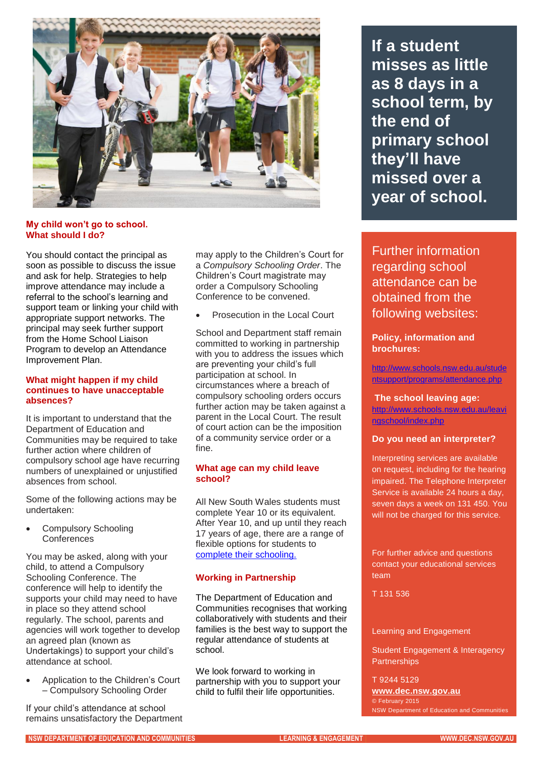**If a student misses as little as 8 days in a school term, by the end of primary school they'll have missed over a year of school.**

## My child won't go to school. What should I do?

You should contact the principal as soon as possible to discuss the issue and ask for help. Strategies to help improve attendance may include a referral to the school's learning and support team or linking your child with appropriate support networks. The principal may seek further support from the Home School Liaison Program to develop an Attendance Improvement Plan.

## What might happen if my child continues to have unacceptable absences?

It is important to understand that the Department of Education and Communities may be required to take further action where children of compulsory school age have recurring numbers of unexplained or unjustified absences from school.

Some of the following actions may be undertaken:

- Compulsory Schooling Conferences

You may be asked, along with your child, to attend a Compulsory Schooling Conference. The conference will help to identify the supports your child may need to have in place so they attend school regularly. The school, parents and agencies will work together to develop an agreed plan (known as Undertakings) to support your child's attendance at school.

- Application to the Children's Court – Compulsory Schooling Order

If your child's attendance at school remains unsatisfactory the Department may apply to the Children's Court for a *Compulsory Schooling Order*. The Children's Court magistrate may order a Compulsory Schooling Conference to be convened.

- Prosecution in the Local Court

School and Department staff remain committed to working in partnership with you to address the issues which are preventing your child's full participation at school. In circumstances where a breach of compulsory schooling orders occurs further action may be taken against a parent in the Local Court. The result of court action can be the imposition of a community service order or a fine.

## What age can my child leave school?

All New South Wales students must complete Year 10 or its equivalent. After Year 10, and up until they reach 17 years of age, there are a range of flexible options for students to complete their schooling.

## Working in Partnership

The Department of Education and Communities recognises that working collaboratively with students and their families is the best way to support the regular attendance of students at school.

We look forward to working in partnership with you to support your child to fulfil their life opportunities.

Further information regarding school attendance can be obtained from the following websites:

**Policy, information and brochures:**

http://www.schools.nsw.edu.au/studentsupport/programs/attendance.php

**The school leaving age:**

http://www.schools.nsw.edu.au/leavingschool/index.php

**Do you need an interpreter?**

Interpreting services are available on request, including for the hearing impaired. The Telephone Interpreter Service is available 24 hours a day, seven days a week on 131 450. You will not be charged for this service.

For further advice and questions contact your educational services team

T 131 536

Learning and Engagement

Student Engagement & Interagency Partnerships

T 9244 5129

**www.dec.nsw.gov.au**

© February 2015

NSW Department of Education and Communities